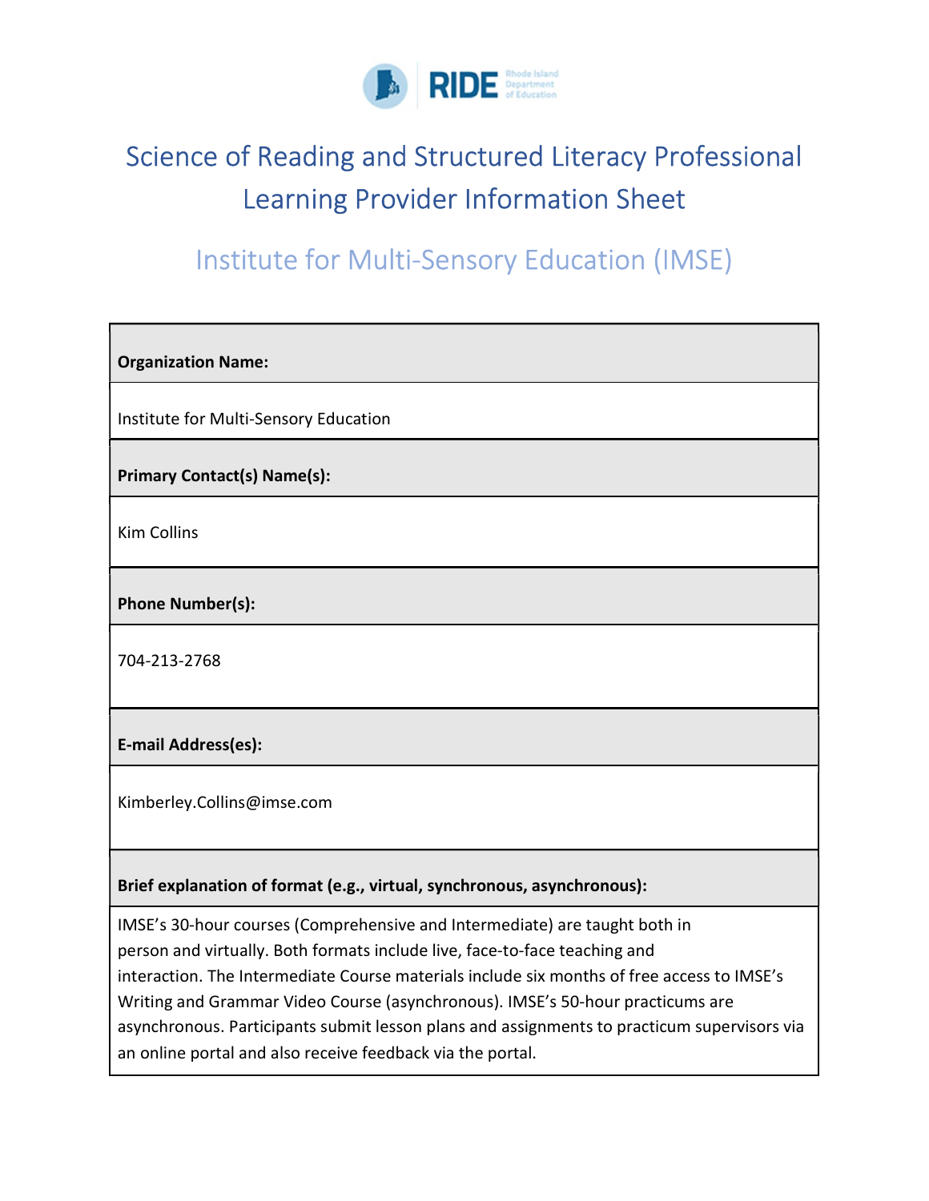# Science of Reading and Structured Literacy Professional Learning Provider Information Sheet

## Institute for Multi-Sensory Education (IMSE)

| **Organization Name:** |
|---|
| Institute for Multi-Sensory Education |
| **Primary Contact(s) Name(s):** |
| Kim Collins |
| **Phone Number(s):** |
| 704-213-2768 |
| **E-mail Address(es):** |
| Kimberley.Collins@imse.com |
| **Brief explanation of format (e.g., virtual, synchronous, asynchronous):** |
| IMSE's 30-hour courses (Comprehensive and Intermediate) are taught both in person and virtually. Both formats include live, face-to-face teaching and interaction. The Intermediate Course materials include six months of free access to IMSE's Writing and Grammar Video Course (asynchronous). IMSE's 50-hour practicums are asynchronous. Participants submit lesson plans and assignments to practicum supervisors via an online portal and also receive feedback via the portal. |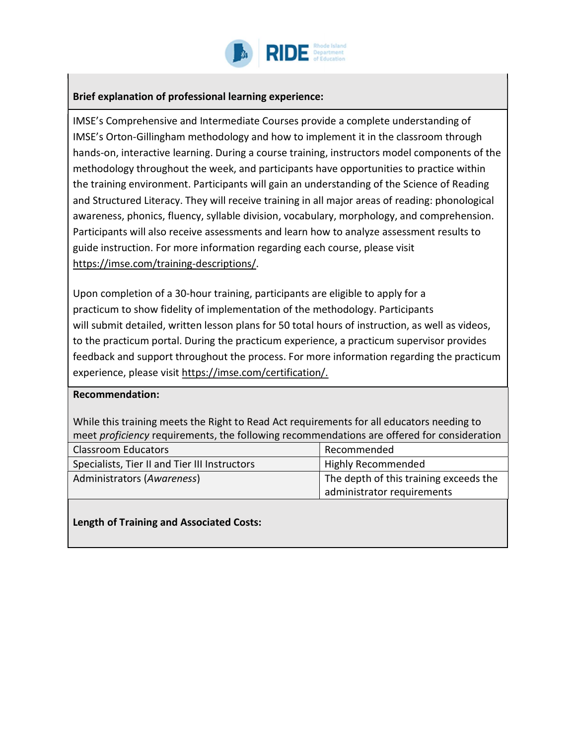**Brief explanation of professional learning experience:**

IMSE's Comprehensive and Intermediate Courses provide a complete understanding of IMSE's Orton-Gillingham methodology and how to implement it in the classroom through hands-on, interactive learning. During a course training, instructors model components of the methodology throughout the week, and participants have opportunities to practice within the training environment. Participants will gain an understanding of the Science of Reading and Structured Literacy. They will receive training in all major areas of reading: phonological awareness, phonics, fluency, syllable division, vocabulary, morphology, and comprehension. Participants will also receive assessments and learn how to analyze assessment results to guide instruction. For more information regarding each course, please visit https://imse.com/training-descriptions/.

Upon completion of a 30-hour training, participants are eligible to apply for a practicum to show fidelity of implementation of the methodology. Participants will submit detailed, written lesson plans for 50 total hours of instruction, as well as videos, to the practicum portal. During the practicum experience, a practicum supervisor provides feedback and support throughout the process. For more information regarding the practicum experience, please visit https://imse.com/certification/.

**Recommendation:**

While this training meets the Right to Read Act requirements for all educators needing to meet *proficiency* requirements, the following recommendations are offered for consideration

| | |
|---|---|
| Classroom Educators | Recommended |
| Specialists, Tier II and Tier III Instructors | Highly Recommended |
| Administrators (*Awareness*) | The depth of this training exceeds the administrator requirements |

**Length of Training and Associated Costs:**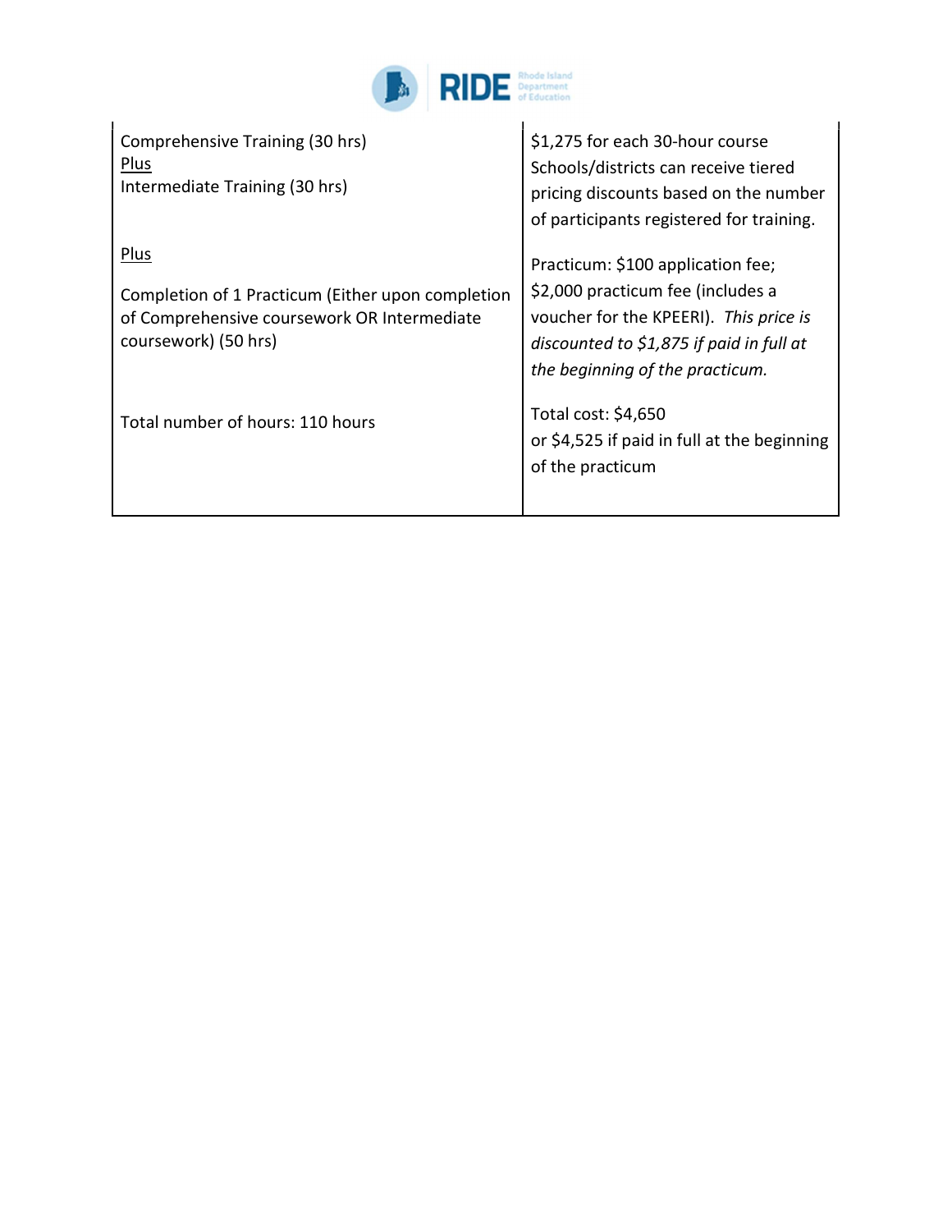| | |
|---|---|
| Comprehensive Training (30 hrs)<br>Plus<br>Intermediate Training (30 hrs) | $1,275 for each 30-hour course<br>Schools/districts can receive tiered pricing discounts based on the number of participants registered for training. |
| Plus<br><br>Completion of 1 Practicum (Either upon completion of Comprehensive coursework OR Intermediate coursework) (50 hrs) | Practicum: $100 application fee; $2,000 practicum fee (includes a voucher for the KPEERI). *This price is discounted to $1,875 if paid in full at the beginning of the practicum.* |
| Total number of hours: 110 hours | Total cost: $4,650<br>or $4,525 if paid in full at the beginning of the practicum |